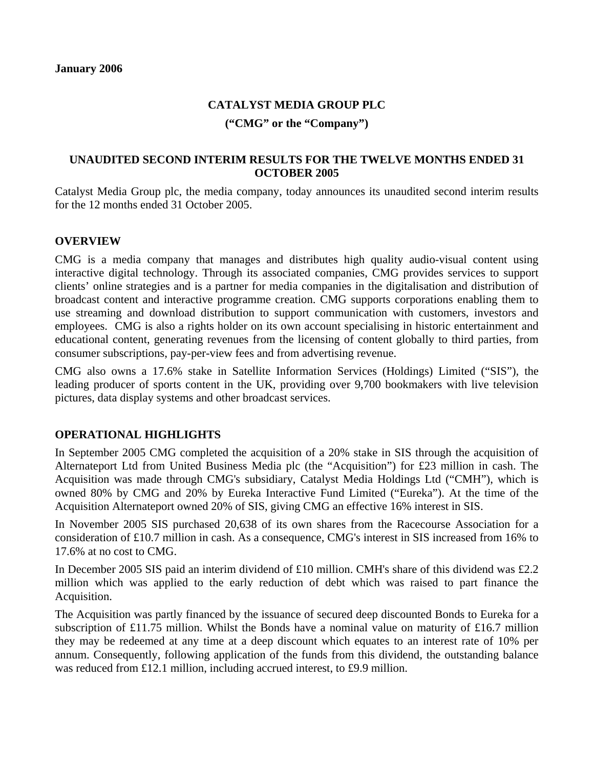**January 2006**

# CATALYST MEDIA GROUP PLC

**(“CMG” or the “Company”)**

## UNAUDITED SECOND INTERIM RESULTS FOR THE TWELVE MONTHS ENDED 31 OCTOBER 2005

Catalyst Media Group plc, the media company, today announces its unaudited second interim results for the 12 months ended 31 October 2005.

## OVERVIEW

CMG is a media company that manages and distributes high quality audio-visual content using interactive digital technology. Through its associated companies, CMG provides services to support clients’ online strategies and is a partner for media companies in the digitalisation and distribution of broadcast content and interactive programme creation. CMG supports corporations enabling them to use streaming and download distribution to support communication with customers, investors and employees. CMG is also a rights holder on its own account specialising in historic entertainment and educational content, generating revenues from the licensing of content globally to third parties, from consumer subscriptions, pay-per-view fees and from advertising revenue.

CMG also owns a 17.6% stake in Satellite Information Services (Holdings) Limited (“SIS”), the leading producer of sports content in the UK, providing over 9,700 bookmakers with live television pictures, data display systems and other broadcast services.

## OPERATIONAL HIGHLIGHTS

In September 2005 CMG completed the acquisition of a 20% stake in SIS through the acquisition of Alternateport Ltd from United Business Media plc (the “Acquisition”) for £23 million in cash. The Acquisition was made through CMG's subsidiary, Catalyst Media Holdings Ltd (“CMH”), which is owned 80% by CMG and 20% by Eureka Interactive Fund Limited (“Eureka”). At the time of the Acquisition Alternateport owned 20% of SIS, giving CMG an effective 16% interest in SIS.

In November 2005 SIS purchased 20,638 of its own shares from the Racecourse Association for a consideration of £10.7 million in cash. As a consequence, CMG's interest in SIS increased from 16% to 17.6% at no cost to CMG.

In December 2005 SIS paid an interim dividend of £10 million. CMH's share of this dividend was £2.2 million which was applied to the early reduction of debt which was raised to part finance the Acquisition.

The Acquisition was partly financed by the issuance of secured deep discounted Bonds to Eureka for a subscription of £11.75 million. Whilst the Bonds have a nominal value on maturity of £16.7 million they may be redeemed at any time at a deep discount which equates to an interest rate of 10% per annum. Consequently, following application of the funds from this dividend, the outstanding balance was reduced from £12.1 million, including accrued interest, to £9.9 million.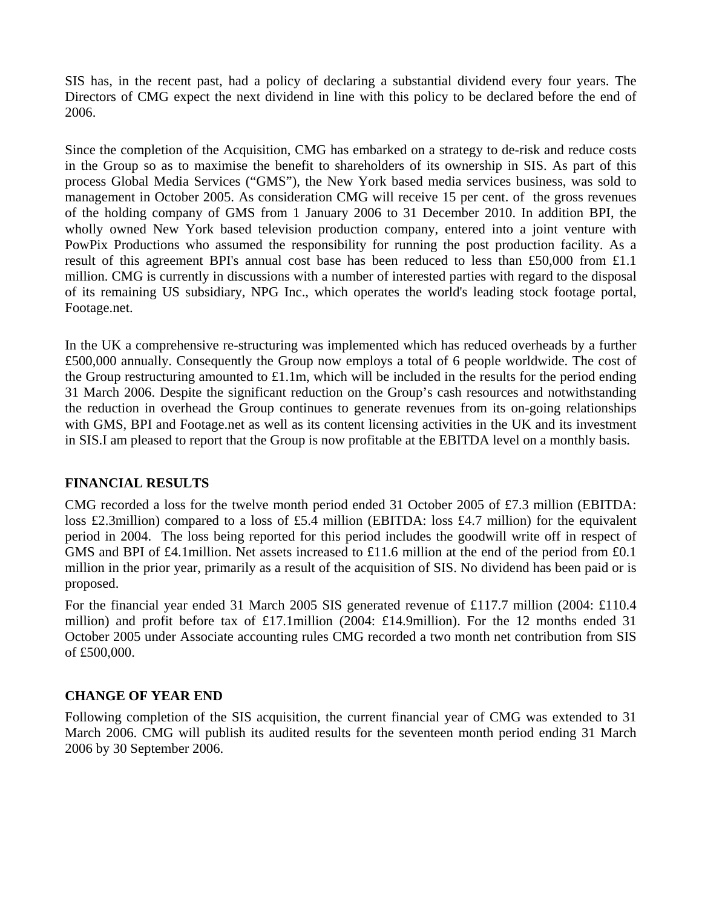SIS has, in the recent past, had a policy of declaring a substantial dividend every four years. The Directors of CMG expect the next dividend in line with this policy to be declared before the end of 2006.

Since the completion of the Acquisition, CMG has embarked on a strategy to de-risk and reduce costs in the Group so as to maximise the benefit to shareholders of its ownership in SIS. As part of this process Global Media Services ("GMS"), the New York based media services business, was sold to management in October 2005. As consideration CMG will receive 15 per cent. of the gross revenues of the holding company of GMS from 1 January 2006 to 31 December 2010. In addition BPI, the wholly owned New York based television production company, entered into a joint venture with PowPix Productions who assumed the responsibility for running the post production facility. As a result of this agreement BPI's annual cost base has been reduced to less than £50,000 from £1.1 million. CMG is currently in discussions with a number of interested parties with regard to the disposal of its remaining US subsidiary, NPG Inc., which operates the world's leading stock footage portal, Footage.net.

In the UK a comprehensive re-structuring was implemented which has reduced overheads by a further £500,000 annually. Consequently the Group now employs a total of 6 people worldwide. The cost of the Group restructuring amounted to £1.1m, which will be included in the results for the period ending 31 March 2006. Despite the significant reduction on the Group's cash resources and notwithstanding the reduction in overhead the Group continues to generate revenues from its on-going relationships with GMS, BPI and Footage.net as well as its content licensing activities in the UK and its investment in SIS.I am pleased to report that the Group is now profitable at the EBITDA level on a monthly basis.

## FINANCIAL RESULTS

CMG recorded a loss for the twelve month period ended 31 October 2005 of £7.3 million (EBITDA: loss £2.3million) compared to a loss of £5.4 million (EBITDA: loss £4.7 million) for the equivalent period in 2004. The loss being reported for this period includes the goodwill write off in respect of GMS and BPI of £4.1million. Net assets increased to £11.6 million at the end of the period from £0.1 million in the prior year, primarily as a result of the acquisition of SIS. No dividend has been paid or is proposed.

For the financial year ended 31 March 2005 SIS generated revenue of £117.7 million (2004: £110.4 million) and profit before tax of £17.1million (2004: £14.9million). For the 12 months ended 31 October 2005 under Associate accounting rules CMG recorded a two month net contribution from SIS of £500,000.

## CHANGE OF YEAR END

Following completion of the SIS acquisition, the current financial year of CMG was extended to 31 March 2006. CMG will publish its audited results for the seventeen month period ending 31 March 2006 by 30 September 2006.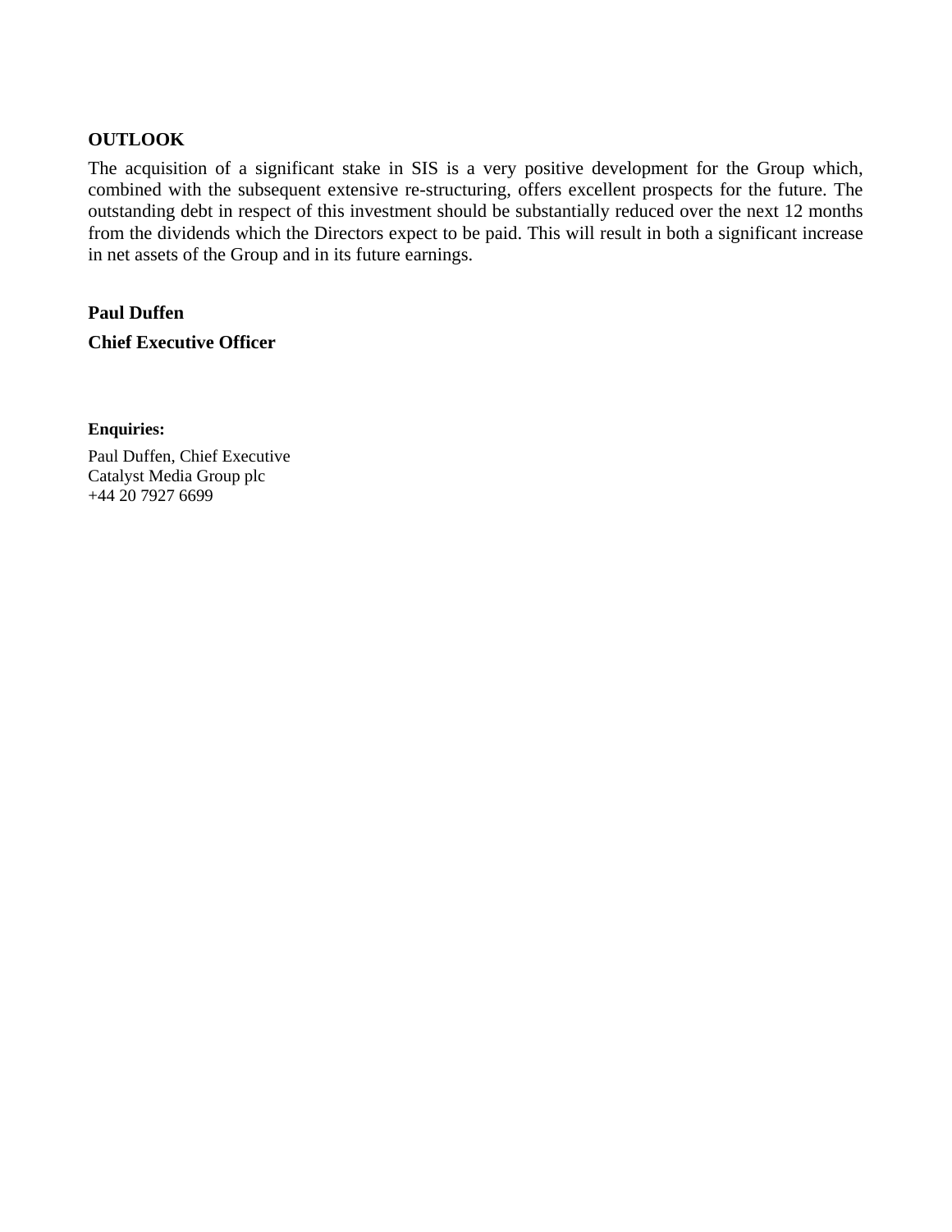## OUTLOOK

The acquisition of a significant stake in SIS is a very positive development for the Group which, combined with the subsequent extensive re-structuring, offers excellent prospects for the future. The outstanding debt in respect of this investment should be substantially reduced over the next 12 months from the dividends which the Directors expect to be paid. This will result in both a significant increase in net assets of the Group and in its future earnings.

**Paul Duffen**

**Chief Executive Officer**

**Enquiries:**

Paul Duffen, Chief Executive
Catalyst Media Group plc
+44 20 7927 6699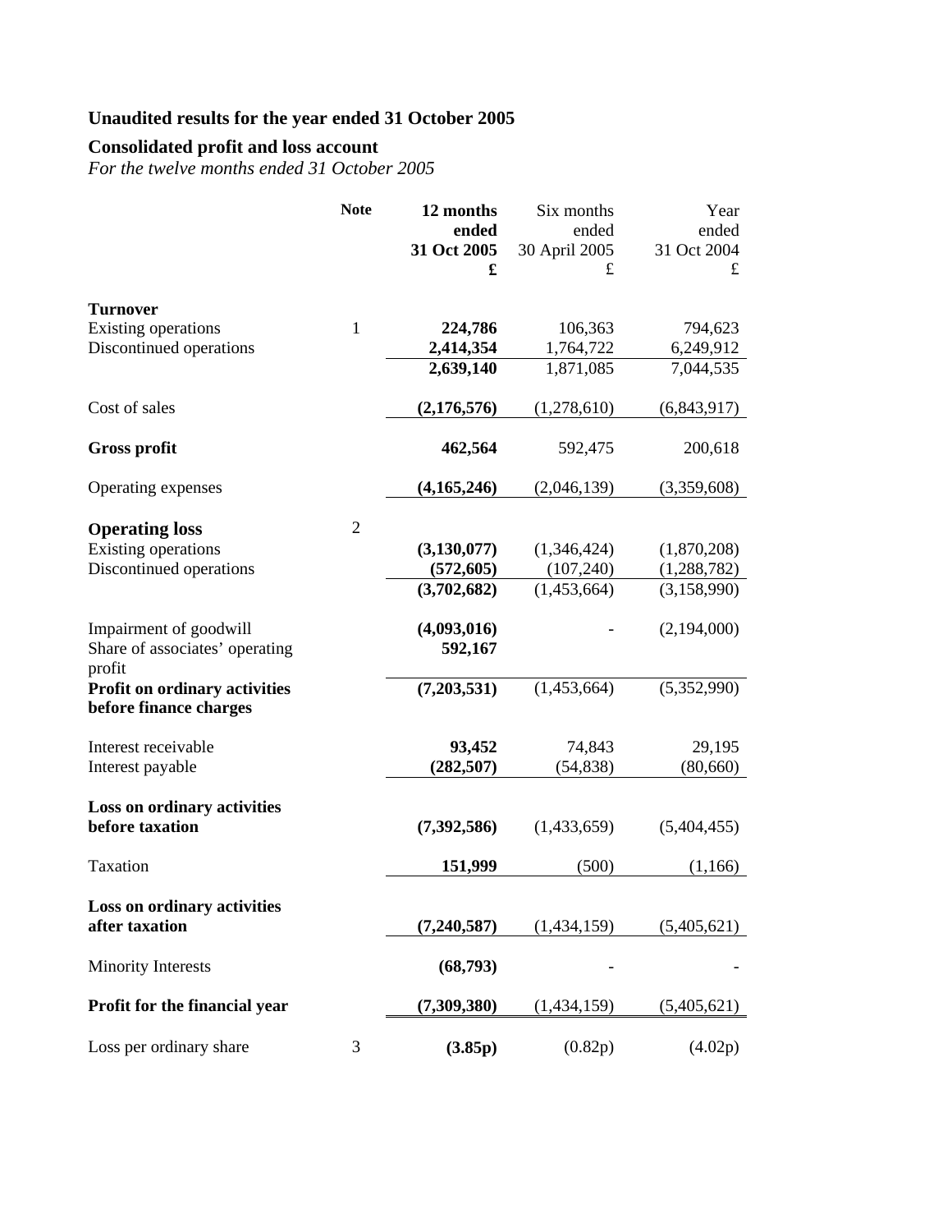## Unaudited results for the year ended 31 October 2005

### Consolidated profit and loss account

*For the twelve months ended 31 October 2005*

| | Note | **12 months ended 31 Oct 2005 £** | Six months ended 30 April 2005 £ | Year ended 31 Oct 2004 £ |
|---|---|---|---|---|
| **Turnover** | | | | |
| Existing operations | 1 | **224,786** | 106,363 | 794,623 |
| Discontinued operations | | **2,414,354** | 1,764,722 | 6,249,912 |
| | | **2,639,140** | 1,871,085 | 7,044,535 |
| Cost of sales | | **(2,176,576)** | (1,278,610) | (6,843,917) |
| **Gross profit** | | **462,564** | 592,475 | 200,618 |
| Operating expenses | | **(4,165,246)** | (2,046,139) | (3,359,608) |
| **Operating loss** | 2 | | | |
| Existing operations | | **(3,130,077)** | (1,346,424) | (1,870,208) |
| Discontinued operations | | **(572,605)** | (107,240) | (1,288,782) |
| | | **(3,702,682)** | (1,453,664) | (3,158,990) |
| Impairment of goodwill | | **(4,093,016)** | - | (2,194,000) |
| Share of associates' operating profit | | **592,167** | | |
| **Profit on ordinary activities before finance charges** | | **(7,203,531)** | (1,453,664) | (5,352,990) |
| Interest receivable | | **93,452** | 74,843 | 29,195 |
| Interest payable | | **(282,507)** | (54,838) | (80,660) |
| **Loss on ordinary activities before taxation** | | **(7,392,586)** | (1,433,659) | (5,404,455) |
| Taxation | | **151,999** | (500) | (1,166) |
| **Loss on ordinary activities after taxation** | | **(7,240,587)** | (1,434,159) | (5,405,621) |
| Minority Interests | | **(68,793)** | - | - |
| **Profit for the financial year** | | **(7,309,380)** | (1,434,159) | (5,405,621) |
| Loss per ordinary share | 3 | **(3.85p)** | (0.82p) | (4.02p) |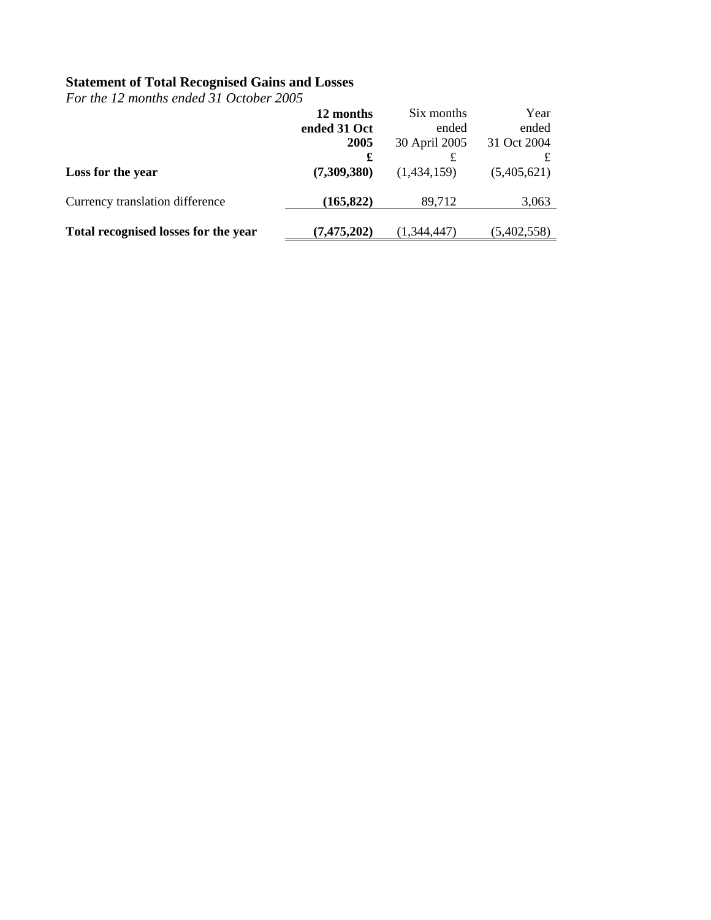## Statement of Total Recognised Gains and Losses

*For the 12 months ended 31 October 2005*

| | **12 months ended 31 Oct 2005** | Six months ended 30 April 2005 | Year ended 31 Oct 2004 |
|---|---|---|---|
| | **£** | £ | £ |
| **Loss for the year** | **(7,309,380)** | (1,434,159) | (5,405,621) |
| Currency translation difference | **(165,822)** | 89,712 | 3,063 |
| **Total recognised losses for the year** | **(7,475,202)** | (1,344,447) | (5,402,558) |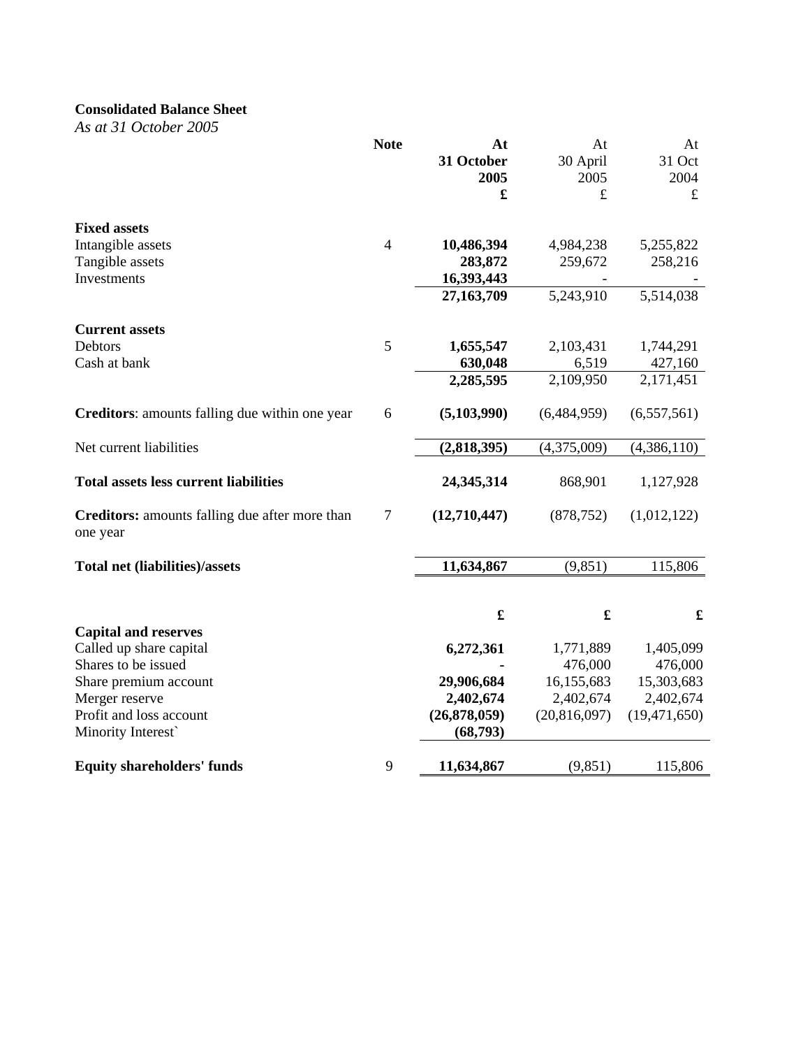**Consolidated Balance Sheet**

*As at 31 October 2005*

| | Note | At 31 October 2005 £ | At 30 April 2005 £ | At 31 Oct 2004 £ |
|---|---|---|---|---|
| **Fixed assets** | | | | |
| Intangible assets | 4 | **10,486,394** | 4,984,238 | 5,255,822 |
| Tangible assets | | **283,872** | 259,672 | 258,216 |
| Investments | | **16,393,443** | - | - |
| | | **27,163,709** | 5,243,910 | 5,514,038 |
| **Current assets** | | | | |
| Debtors | 5 | **1,655,547** | 2,103,431 | 1,744,291 |
| Cash at bank | | **630,048** | 6,519 | 427,160 |
| | | **2,285,595** | 2,109,950 | 2,171,451 |
| **Creditors**: amounts falling due within one year | 6 | **(5,103,990)** | (6,484,959) | (6,557,561) |
| Net current liabilities | | **(2,818,395)** | (4,375,009) | (4,386,110) |
| **Total assets less current liabilities** | | **24,345,314** | 868,901 | 1,127,928 |
| **Creditors:** amounts falling due after more than one year | 7 | **(12,710,447)** | (878,752) | (1,012,122) |
| **Total net (liabilities)/assets** | | **11,634,867** | (9,851) | 115,806 |
| | | **£** | **£** | **£** |
| **Capital and reserves** | | | | |
| Called up share capital | | **6,272,361** | 1,771,889 | 1,405,099 |
| Shares to be issued | | **-** | 476,000 | 476,000 |
| Share premium account | | **29,906,684** | 16,155,683 | 15,303,683 |
| Merger reserve | | **2,402,674** | 2,402,674 | 2,402,674 |
| Profit and loss account | | **(26,878,059)** | (20,816,097) | (19,471,650) |
| Minority Interest` | | **(68,793)** | | |
| **Equity shareholders' funds** | 9 | **11,634,867** | (9,851) | 115,806 |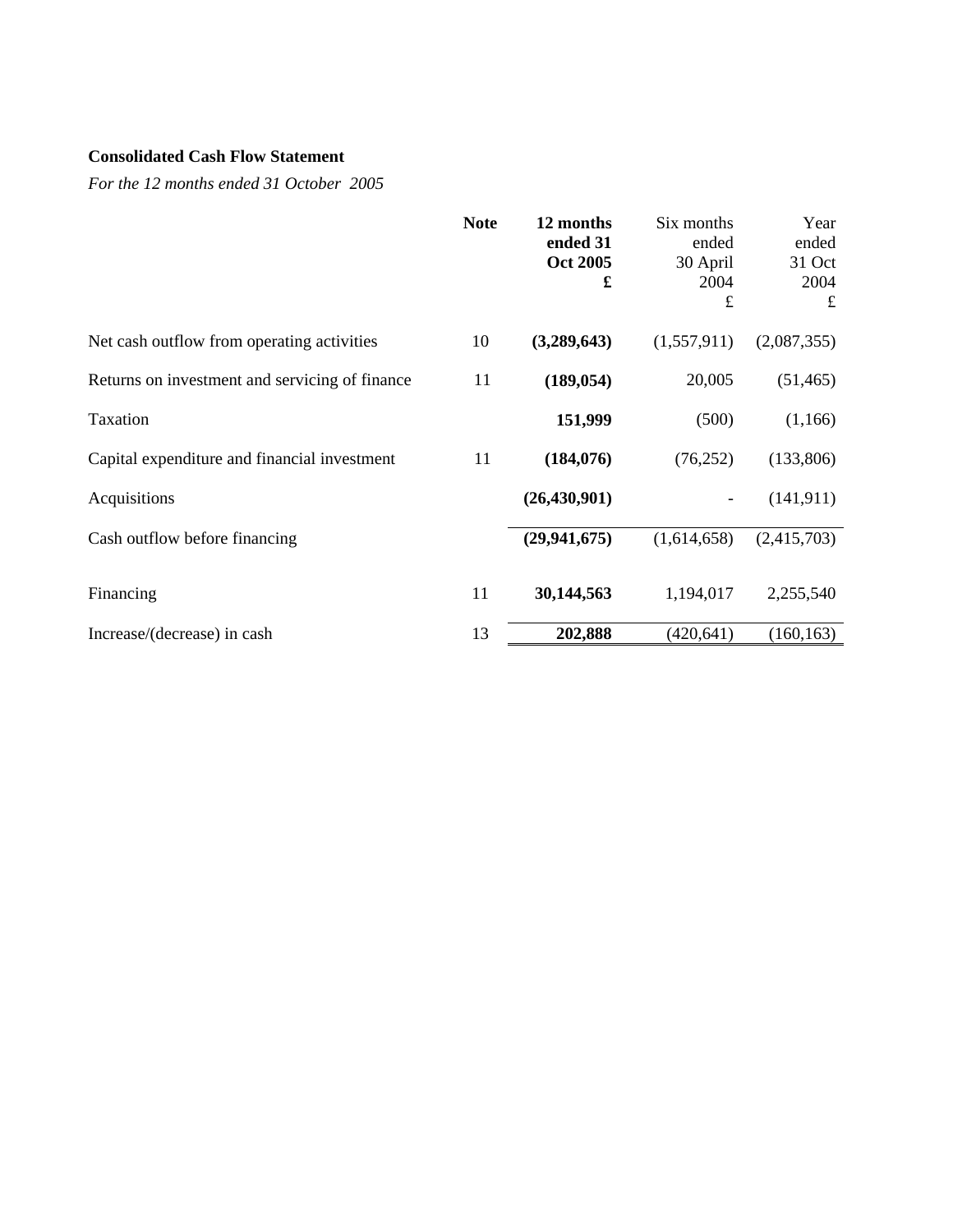**Consolidated Cash Flow Statement**

*For the 12 months ended 31 October 2005*

| | Note | 12 months ended 31 Oct 2005 £ | Six months ended 30 April 2004 £ | Year ended 31 Oct 2004 £ |
|---|---|---|---|---|
| Net cash outflow from operating activities | 10 | **(3,289,643)** | (1,557,911) | (2,087,355) |
| Returns on investment and servicing of finance | 11 | **(189,054)** | 20,005 | (51,465) |
| Taxation | | **151,999** | (500) | (1,166) |
| Capital expenditure and financial investment | 11 | **(184,076)** | (76,252) | (133,806) |
| Acquisitions | | **(26,430,901)** | - | (141,911) |
| Cash outflow before financing | | **(29,941,675)** | (1,614,658) | (2,415,703) |
| Financing | 11 | **30,144,563** | 1,194,017 | 2,255,540 |
| Increase/(decrease) in cash | 13 | **202,888** | (420,641) | (160,163) |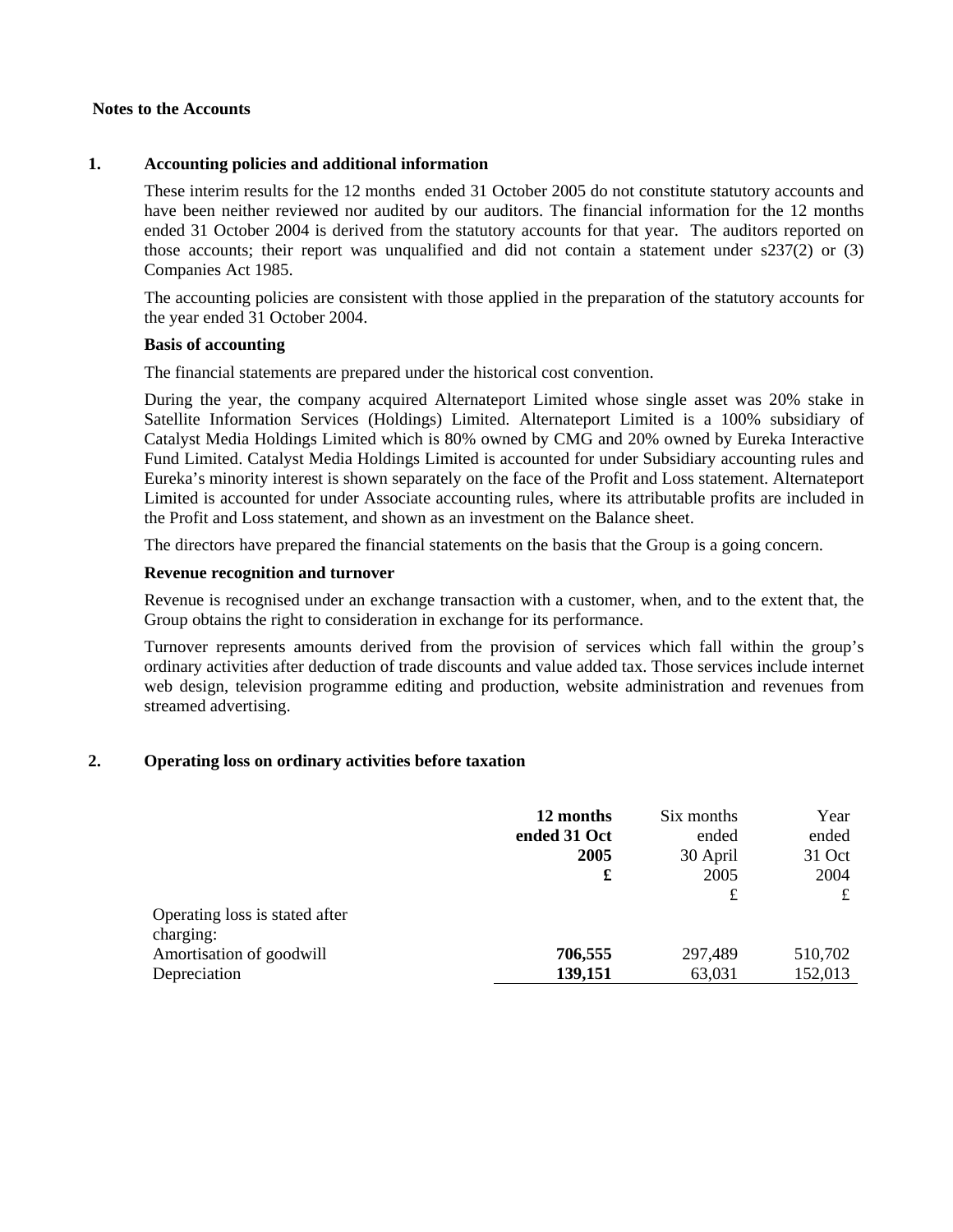**Notes to the Accounts**

**1. Accounting policies and additional information**

These interim results for the 12 months ended 31 October 2005 do not constitute statutory accounts and have been neither reviewed nor audited by our auditors. The financial information for the 12 months ended 31 October 2004 is derived from the statutory accounts for that year. The auditors reported on those accounts; their report was unqualified and did not contain a statement under s237(2) or (3) Companies Act 1985.

The accounting policies are consistent with those applied in the preparation of the statutory accounts for the year ended 31 October 2004.

**Basis of accounting**

The financial statements are prepared under the historical cost convention.

During the year, the company acquired Alternateport Limited whose single asset was 20% stake in Satellite Information Services (Holdings) Limited. Alternateport Limited is a 100% subsidiary of Catalyst Media Holdings Limited which is 80% owned by CMG and 20% owned by Eureka Interactive Fund Limited. Catalyst Media Holdings Limited is accounted for under Subsidiary accounting rules and Eureka's minority interest is shown separately on the face of the Profit and Loss statement. Alternateport Limited is accounted for under Associate accounting rules, where its attributable profits are included in the Profit and Loss statement, and shown as an investment on the Balance sheet.

The directors have prepared the financial statements on the basis that the Group is a going concern.

**Revenue recognition and turnover**

Revenue is recognised under an exchange transaction with a customer, when, and to the extent that, the Group obtains the right to consideration in exchange for its performance.

Turnover represents amounts derived from the provision of services which fall within the group's ordinary activities after deduction of trade discounts and value added tax. Those services include internet web design, television programme editing and production, website administration and revenues from streamed advertising.

**2. Operating loss on ordinary activities before taxation**

| | **12 months ended 31 Oct 2005 £** | Six months ended 30 April 2005 £ | Year ended 31 Oct 2004 £ |
|---|---|---|---|
| Operating loss is stated after charging: | | | |
| Amortisation of goodwill | **706,555** | 297,489 | 510,702 |
| Depreciation | **139,151** | 63,031 | 152,013 |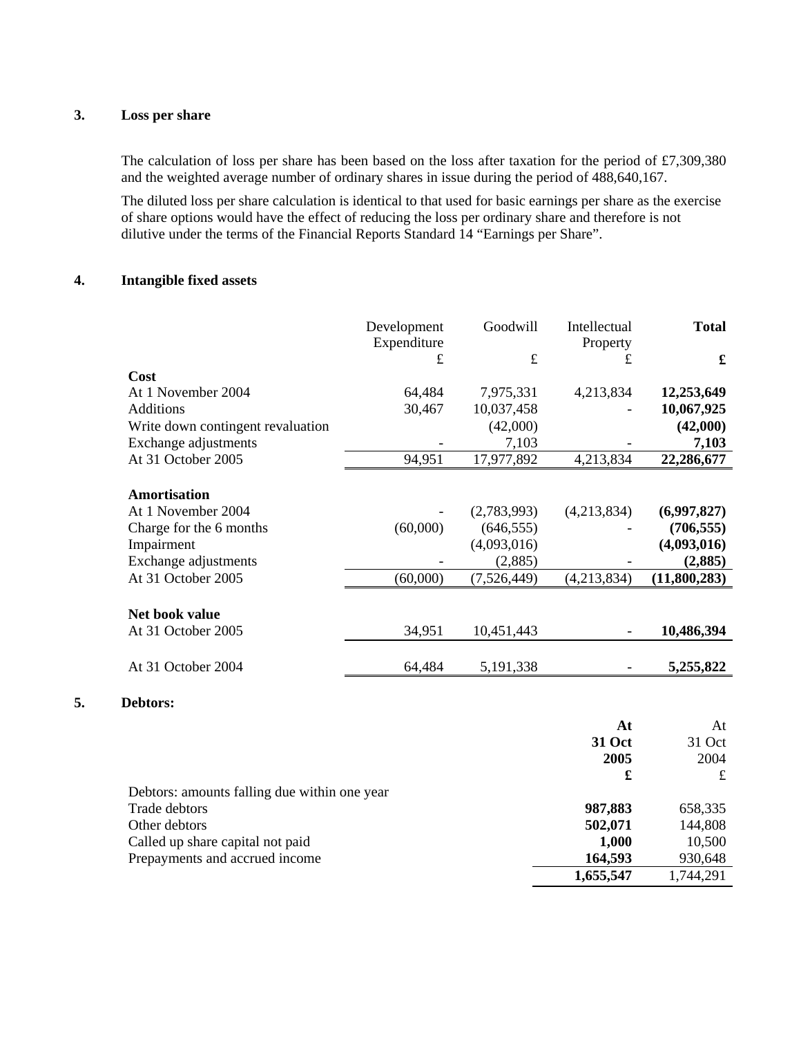## 3. Loss per share

The calculation of loss per share has been based on the loss after taxation for the period of £7,309,380 and the weighted average number of ordinary shares in issue during the period of 488,640,167.

The diluted loss per share calculation is identical to that used for basic earnings per share as the exercise of share options would have the effect of reducing the loss per ordinary share and therefore is not dilutive under the terms of the Financial Reports Standard 14 "Earnings per Share".

## 4. Intangible fixed assets

| | Development Expenditure | Goodwill | Intellectual Property | **Total** |
|---|---|---|---|---|
| | £ | £ | £ | **£** |
| **Cost** | | | | |
| At 1 November 2004 | 64,484 | 7,975,331 | 4,213,834 | **12,253,649** |
| Additions | 30,467 | 10,037,458 | - | **10,067,925** |
| Write down contingent revaluation | | (42,000) | | **(42,000)** |
| Exchange adjustments | - | 7,103 | - | **7,103** |
| At 31 October 2005 | 94,951 | 17,977,892 | 4,213,834 | **22,286,677** |
| **Amortisation** | | | | |
| At 1 November 2004 | - | (2,783,993) | (4,213,834) | **(6,997,827)** |
| Charge for the 6 months | (60,000) | (646,555) | - | **(706,555)** |
| Impairment | | (4,093,016) | | **(4,093,016)** |
| Exchange adjustments | - | (2,885) | - | **(2,885)** |
| At 31 October 2005 | (60,000) | (7,526,449) | (4,213,834) | **(11,800,283)** |
| **Net book value** | | | | |
| At 31 October 2005 | 34,951 | 10,451,443 | - | **10,486,394** |
| At 31 October 2004 | 64,484 | 5,191,338 | - | **5,255,822** |

## 5. Debtors:

| | **At 31 Oct 2005** | At 31 Oct 2004 |
|---|---|---|
| | **£** | £ |
| Debtors: amounts falling due within one year | | |
| Trade debtors | **987,883** | 658,335 |
| Other debtors | **502,071** | 144,808 |
| Called up share capital not paid | **1,000** | 10,500 |
| Prepayments and accrued income | **164,593** | 930,648 |
| | **1,655,547** | 1,744,291 |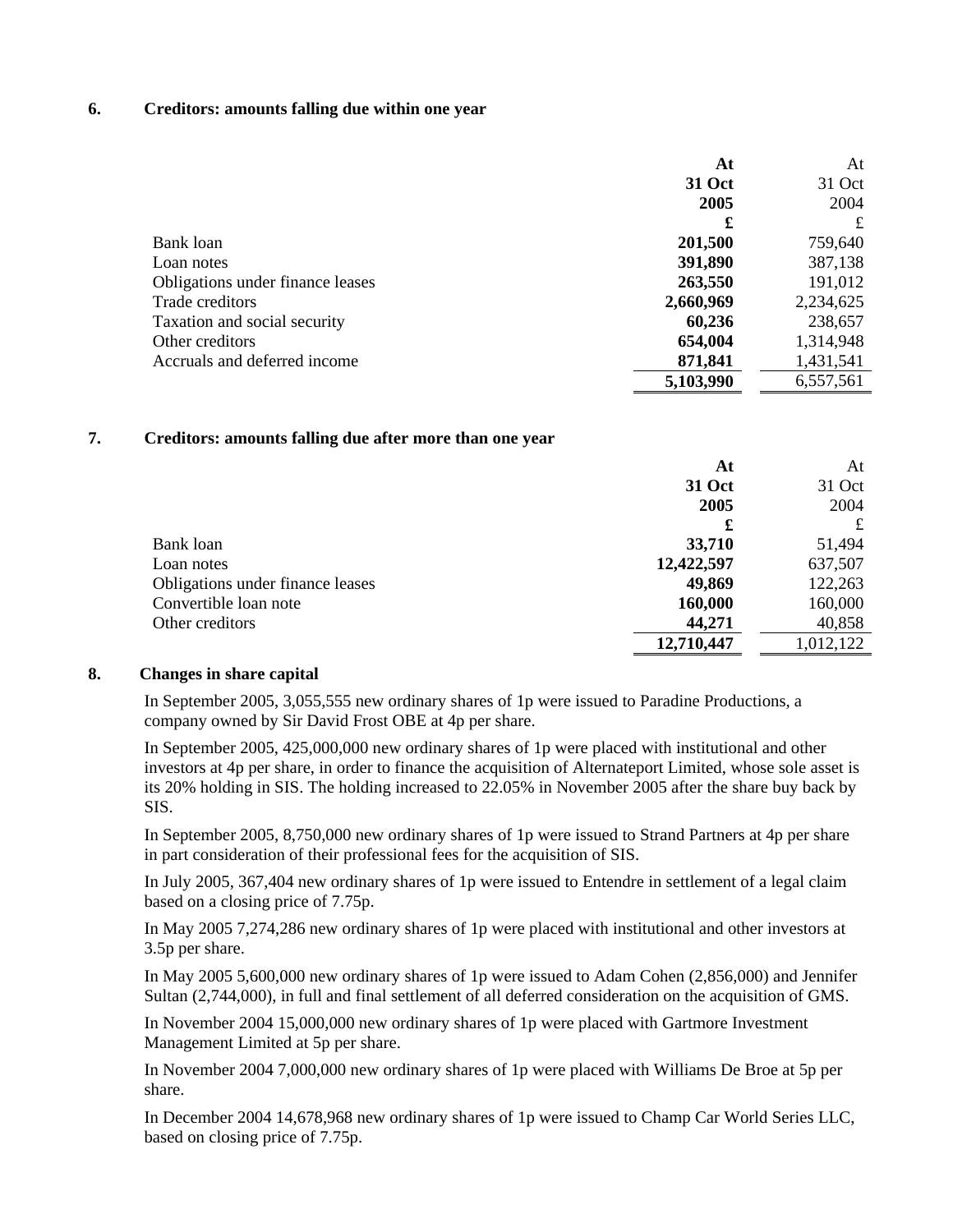## 6. Creditors: amounts falling due within one year

| | **At 31 Oct 2005 £** | At 31 Oct 2004 £ |
|---|---|---|
| Bank loan | **201,500** | 759,640 |
| Loan notes | **391,890** | 387,138 |
| Obligations under finance leases | **263,550** | 191,012 |
| Trade creditors | **2,660,969** | 2,234,625 |
| Taxation and social security | **60,236** | 238,657 |
| Other creditors | **654,004** | 1,314,948 |
| Accruals and deferred income | **871,841** | 1,431,541 |
| | **5,103,990** | 6,557,561 |

## 7. Creditors: amounts falling due after more than one year

| | **At 31 Oct 2005 £** | At 31 Oct 2004 £ |
|---|---|---|
| Bank loan | **33,710** | 51,494 |
| Loan notes | **12,422,597** | 637,507 |
| Obligations under finance leases | **49,869** | 122,263 |
| Convertible loan note | **160,000** | 160,000 |
| Other creditors | **44,271** | 40,858 |
| | **12,710,447** | 1,012,122 |

## 8. Changes in share capital

In September 2005, 3,055,555 new ordinary shares of 1p were issued to Paradine Productions, a company owned by Sir David Frost OBE at 4p per share.

In September 2005, 425,000,000 new ordinary shares of 1p were placed with institutional and other investors at 4p per share, in order to finance the acquisition of Alternateport Limited, whose sole asset is its 20% holding in SIS. The holding increased to 22.05% in November 2005 after the share buy back by SIS.

In September 2005, 8,750,000 new ordinary shares of 1p were issued to Strand Partners at 4p per share in part consideration of their professional fees for the acquisition of SIS.

In July 2005, 367,404 new ordinary shares of 1p were issued to Entendre in settlement of a legal claim based on a closing price of 7.75p.

In May 2005 7,274,286 new ordinary shares of 1p were placed with institutional and other investors at 3.5p per share.

In May 2005 5,600,000 new ordinary shares of 1p were issued to Adam Cohen (2,856,000) and Jennifer Sultan (2,744,000), in full and final settlement of all deferred consideration on the acquisition of GMS.

In November 2004 15,000,000 new ordinary shares of 1p were placed with Gartmore Investment Management Limited at 5p per share.

In November 2004 7,000,000 new ordinary shares of 1p were placed with Williams De Broe at 5p per share.

In December 2004 14,678,968 new ordinary shares of 1p were issued to Champ Car World Series LLC, based on closing price of 7.75p.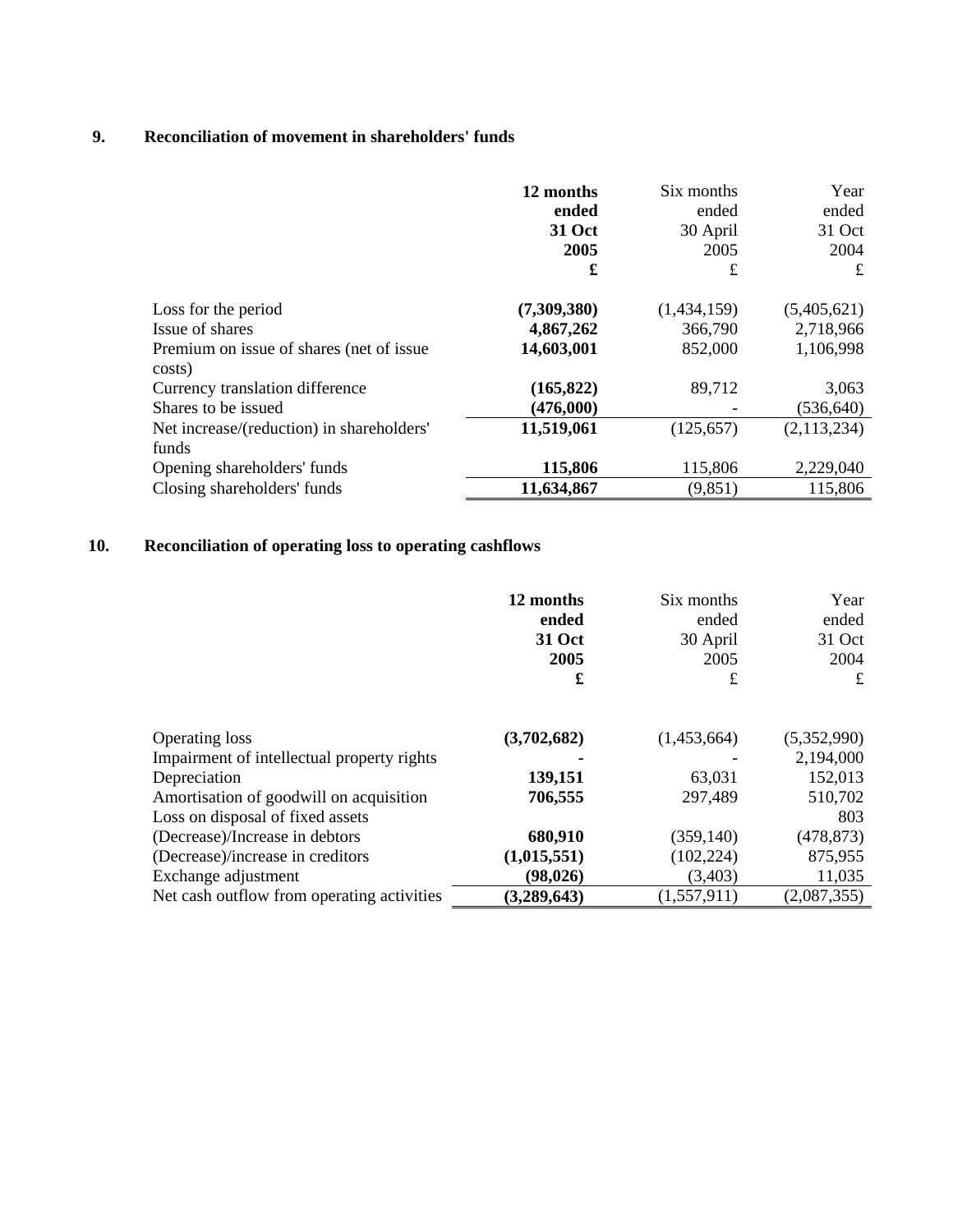## 9. Reconciliation of movement in shareholders' funds

| | **12 months ended 31 Oct 2005 £** | Six months ended 30 April 2005 £ | Year ended 31 Oct 2004 £ |
|---|---|---|---|
| Loss for the period | **(7,309,380)** | (1,434,159) | (5,405,621) |
| Issue of shares | **4,867,262** | 366,790 | 2,718,966 |
| Premium on issue of shares (net of issue costs) | **14,603,001** | 852,000 | 1,106,998 |
| Currency translation difference | **(165,822)** | 89,712 | 3,063 |
| Shares to be issued | **(476,000)** | - | (536,640) |
| Net increase/(reduction) in shareholders' funds | **11,519,061** | (125,657) | (2,113,234) |
| Opening shareholders' funds | **115,806** | 115,806 | 2,229,040 |
| Closing shareholders' funds | **11,634,867** | (9,851) | 115,806 |

## 10. Reconciliation of operating loss to operating cashflows

| | **12 months ended 31 Oct 2005 £** | Six months ended 30 April 2005 £ | Year ended 31 Oct 2004 £ |
|---|---|---|---|
| Operating loss | **(3,702,682)** | (1,453,664) | (5,352,990) |
| Impairment of intellectual property rights | **-** | - | 2,194,000 |
| Depreciation | **139,151** | 63,031 | 152,013 |
| Amortisation of goodwill on acquisition | **706,555** | 297,489 | 510,702 |
| Loss on disposal of fixed assets | | | 803 |
| (Decrease)/Increase in debtors | **680,910** | (359,140) | (478,873) |
| (Decrease)/increase in creditors | **(1,015,551)** | (102,224) | 875,955 |
| Exchange adjustment | **(98,026)** | (3,403) | 11,035 |
| Net cash outflow from operating activities | **(3,289,643)** | (1,557,911) | (2,087,355) |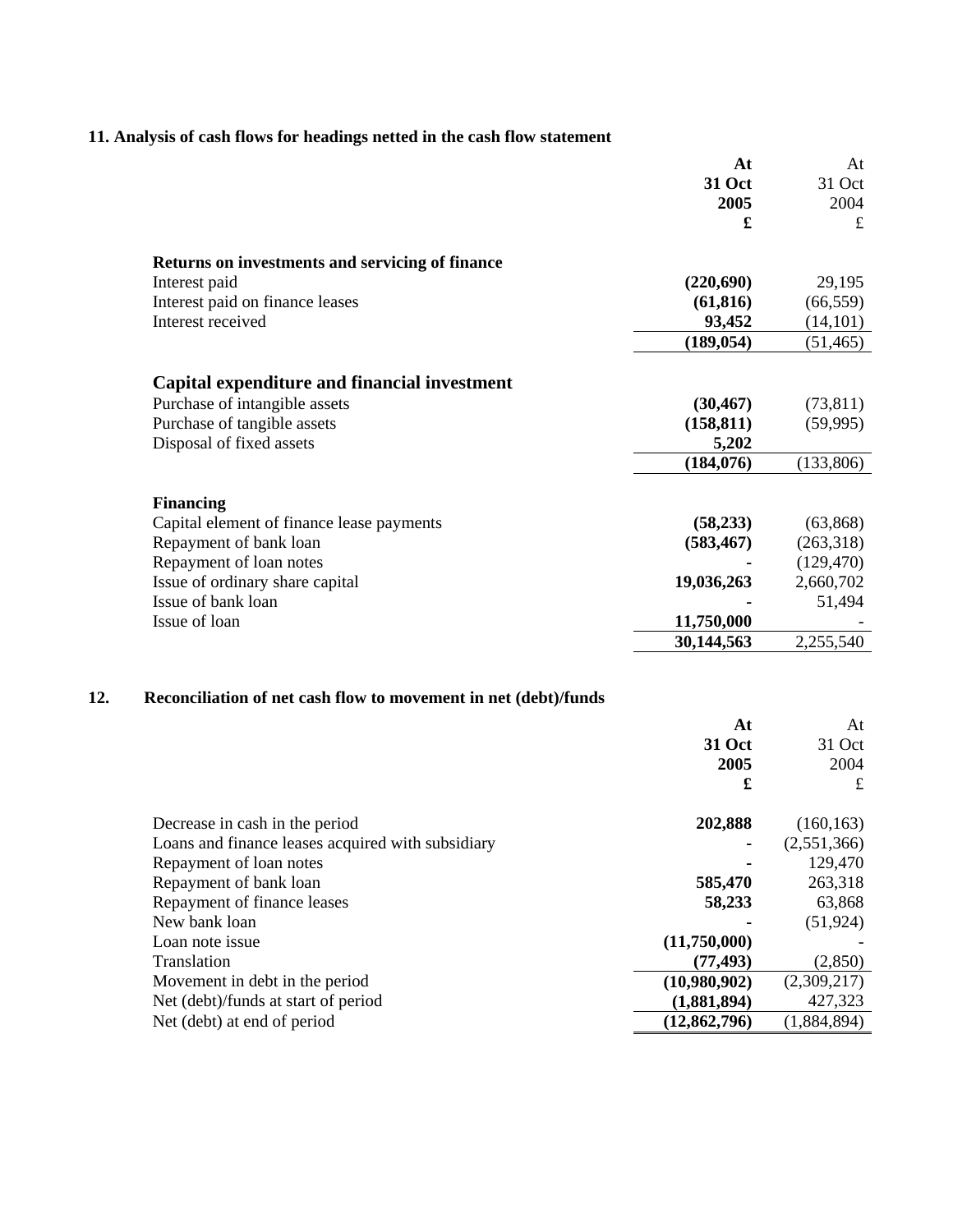## 11. Analysis of cash flows for headings netted in the cash flow statement

| | **At 31 Oct 2005 £** | At 31 Oct 2004 £ |
|---|---|---|
| **Returns on investments and servicing of finance** | | |
| Interest paid | **(220,690)** | 29,195 |
| Interest paid on finance leases | **(61,816)** | (66,559) |
| Interest received | **93,452** | (14,101) |
| | **(189,054)** | (51,465) |
| **Capital expenditure and financial investment** | | |
| Purchase of intangible assets | **(30,467)** | (73,811) |
| Purchase of tangible assets | **(158,811)** | (59,995) |
| Disposal of fixed assets | **5,202** | |
| | **(184,076)** | (133,806) |
| **Financing** | | |
| Capital element of finance lease payments | **(58,233)** | (63,868) |
| Repayment of bank loan | **(583,467)** | (263,318) |
| Repayment of loan notes | **-** | (129,470) |
| Issue of ordinary share capital | **19,036,263** | 2,660,702 |
| Issue of bank loan | **-** | 51,494 |
| Issue of loan | **11,750,000** | - |
| | **30,144,563** | 2,255,540 |

## 12. Reconciliation of net cash flow to movement in net (debt)/funds

| | **At 31 Oct 2005 £** | At 31 Oct 2004 £ |
|---|---|---|
| Decrease in cash in the period | **202,888** | (160,163) |
| Loans and finance leases acquired with subsidiary | **-** | (2,551,366) |
| Repayment of loan notes | **-** | 129,470 |
| Repayment of bank loan | **585,470** | 263,318 |
| Repayment of finance leases | **58,233** | 63,868 |
| New bank loan | **-** | (51,924) |
| Loan note issue | **(11,750,000)** | - |
| Translation | **(77,493)** | (2,850) |
| Movement in debt in the period | **(10,980,902)** | (2,309,217) |
| Net (debt)/funds at start of period | **(1,881,894)** | 427,323 |
| Net (debt) at end of period | **(12,862,796)** | (1,884,894) |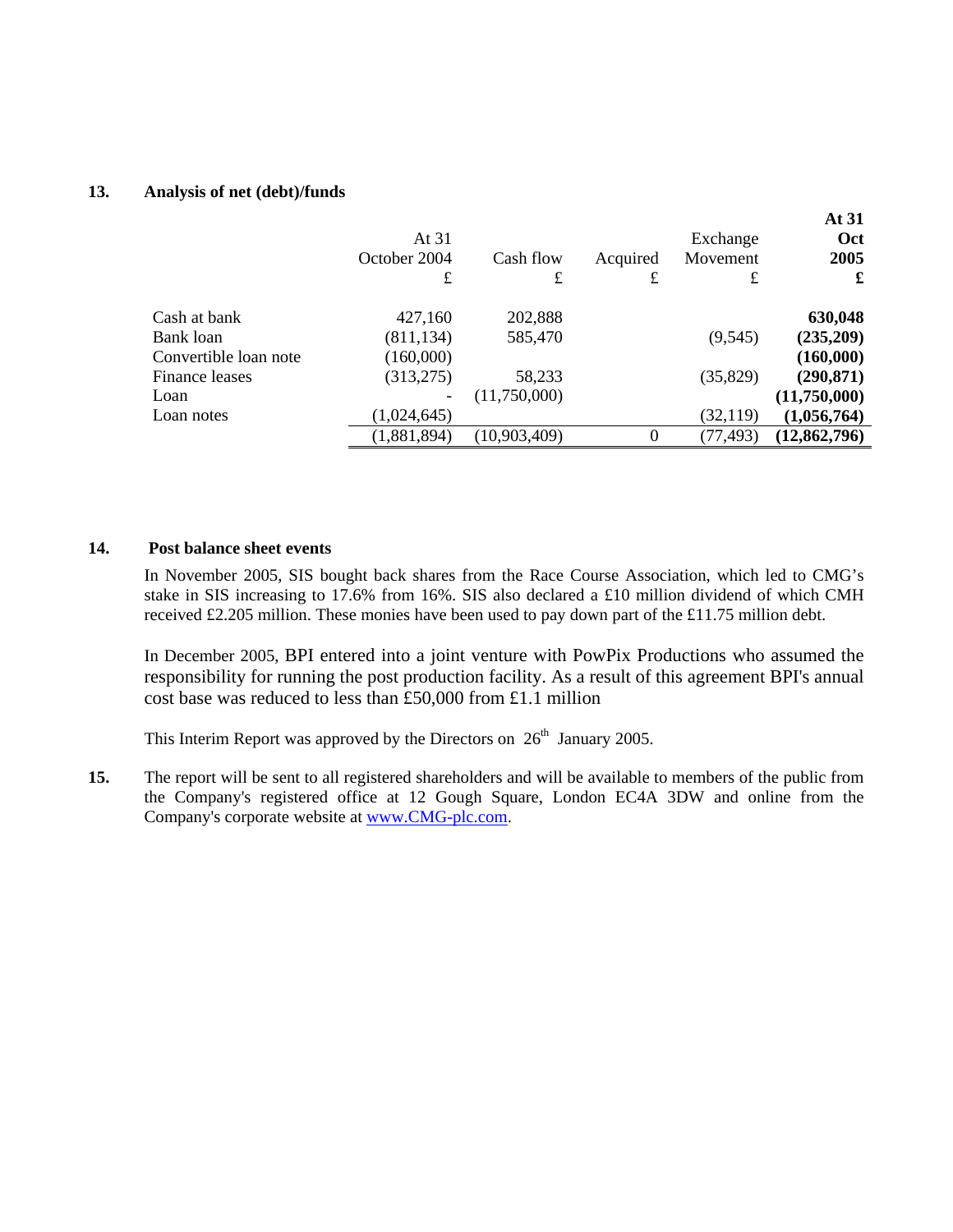## 13. Analysis of net (debt)/funds

| | At 31 October 2004 £ | Cash flow £ | Acquired £ | Exchange Movement £ | **At 31 Oct 2005 £** |
|---|---|---|---|---|---|
| Cash at bank | 427,160 | 202,888 | | | **630,048** |
| Bank loan | (811,134) | 585,470 | | (9,545) | **(235,209)** |
| Convertible loan note | (160,000) | | | | **(160,000)** |
| Finance leases | (313,275) | 58,233 | | (35,829) | **(290,871)** |
| Loan | - | (11,750,000) | | | **(11,750,000)** |
| Loan notes | (1,024,645) | | | (32,119) | **(1,056,764)** |
| | (1,881,894) | (10,903,409) | 0 | (77,493) | **(12,862,796)** |

## 14. Post balance sheet events

In November 2005, SIS bought back shares from the Race Course Association, which led to CMG's stake in SIS increasing to 17.6% from 16%. SIS also declared a £10 million dividend of which CMH received £2.205 million. These monies have been used to pay down part of the £11.75 million debt.

In December 2005, BPI entered into a joint venture with PowPix Productions who assumed the responsibility for running the post production facility. As a result of this agreement BPI's annual cost base was reduced to less than £50,000 from £1.1 million

This Interim Report was approved by the Directors on 26th January 2005.

**15.** The report will be sent to all registered shareholders and will be available to members of the public from the Company's registered office at 12 Gough Square, London EC4A 3DW and online from the Company's corporate website at www.CMG-plc.com.